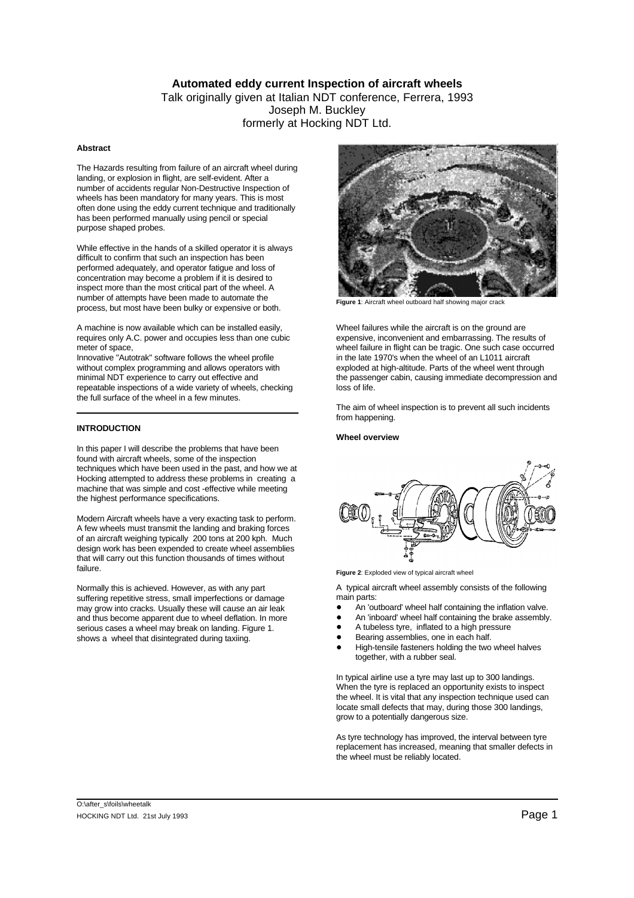**Automated eddy current Inspection of aircraft wheels**

Talk originally given at Italian NDT conference, Ferrera, 1993

Joseph M. Buckley

formerly at Hocking NDT Ltd.

**Abstract**

The Hazards resulting from failure of an aircraft wheel during landing, or explosion in flight, are self-evident. After a number of accidents regular Non-Destructive Inspection of wheels has been mandatory for many years. This is most often done using the eddy current technique and traditionally has been performed manually using pencil or special purpose shaped probes.

While effective in the hands of a skilled operator it is always difficult to confirm that such an inspection has been performed adequately, and operator fatigue and loss of concentration may become a problem if it is desired to inspect more than the most critical part of the wheel. A number of attempts have been made to automate the process, but most have been bulky or expensive or both.

A machine is now available which can be installed easily, requires only A.C. power and occupies less than one cubic meter of space,

Innovative "Autotrak" software follows the wheel profile without complex programming and allows operators with minimal NDT experience to carry out effective and repeatable inspections of a wide variety of wheels, checking the full surface of the wheel in a few minutes.

**INTRODUCTION**

In this paper I will describe the problems that have been found with aircraft wheels, some of the inspection techniques which have been used in the past, and how we at Hocking attempted to address these problems in creating a machine that was simple and cost -effective while meeting the highest performance specifications.

Modern Aircraft wheels have a very exacting task to perform. A few wheels must transmit the landing and braking forces of an aircraft weighing typically 200 tons at 200 kph. Much design work has been expended to create wheel assemblies that will carry out this function thousands of times without failure.

Normally this is achieved. However, as with any part suffering repetitive stress, small imperfections or damage may grow into cracks. Usually these will cause an air leak and thus become apparent due to wheel deflation. In more serious cases a wheel may break on landing. Figure 1. shows a wheel that disintegrated during taxiing.

**Figure 1**: Aircraft wheel outboard half showing major crack

Wheel failures while the aircraft is on the ground are expensive, inconvenient and embarrassing. The results of wheel failure in flight can be tragic. One such case occurred in the late 1970's when the wheel of an L1011 aircraft exploded at high-altitude. Parts of the wheel went through the passenger cabin, causing immediate decompression and loss of life.

The aim of wheel inspection is to prevent all such incidents from happening.

**Wheel overview**

**Figure 2**: Exploded view of typical aircraft wheel

A typical aircraft wheel assembly consists of the following main parts:

- An 'outboard' wheel half containing the inflation valve.
- An 'inboard' wheel half containing the brake assembly.
- A tubeless tyre, inflated to a high pressure
- Bearing assemblies, one in each half.
- High-tensile fasteners holding the two wheel halves together, with a rubber seal.

In typical airline use a tyre may last up to 300 landings. When the tyre is replaced an opportunity exists to inspect the wheel. It is vital that any inspection technique used can locate small defects that may, during those 300 landings, grow to a potentially dangerous size.

As tyre technology has improved, the interval between tyre replacement has increased, meaning that smaller defects in the wheel must be reliably located.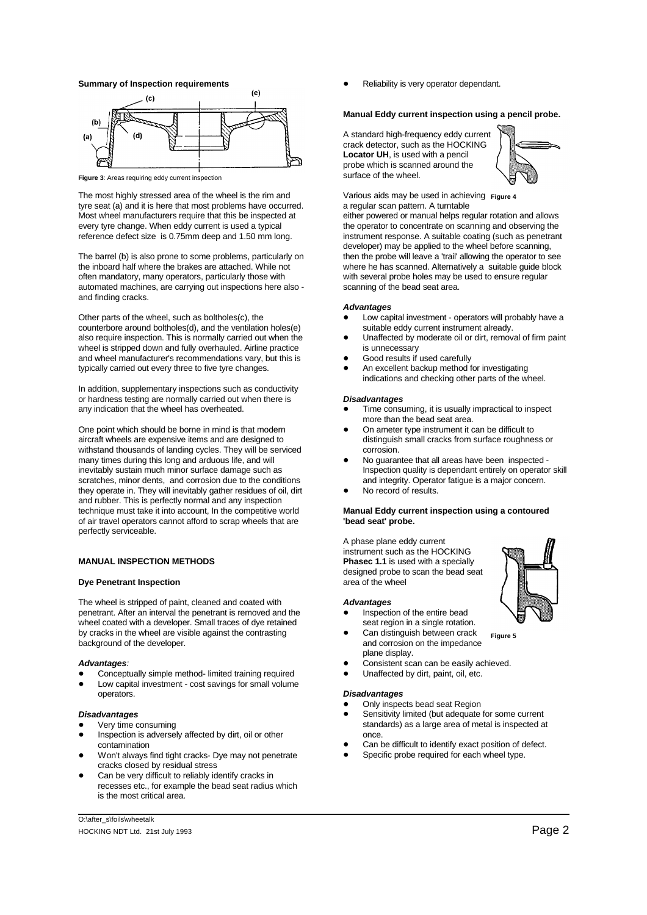**Summary of Inspection requirements**

**Figure 3**: Areas requiring eddy current inspection

The most highly stressed area of the wheel is the rim and tyre seat (a) and it is here that most problems have occurred. Most wheel manufacturers require that this be inspected at every tyre change. When eddy current is used a typical reference defect size is 0.75mm deep and 1.50 mm long.

The barrel (b) is also prone to some problems, particularly on the inboard half where the brakes are attached. While not often mandatory, many operators, particularly those with automated machines, are carrying out inspections here also - and finding cracks.

Other parts of the wheel, such as boltholes(c), the counterbore around boltholes(d), and the ventilation holes(e) also require inspection. This is normally carried out when the wheel is stripped down and fully overhauled. Airline practice and wheel manufacturer's recommendations vary, but this is typically carried out every three to five tyre changes.

In addition, supplementary inspections such as conductivity or hardness testing are normally carried out when there is any indication that the wheel has overheated.

One point which should be borne in mind is that modern aircraft wheels are expensive items and are designed to withstand thousands of landing cycles. They will be serviced many times during this long and arduous life, and will inevitably sustain much minor surface damage such as scratches, minor dents, and corrosion due to the conditions they operate in. They will inevitably gather residues of oil, dirt and rubber. This is perfectly normal and any inspection technique must take it into account, In the competitive world of air travel operators cannot afford to scrap wheels that are perfectly serviceable.

## MANUAL INSPECTION METHODS

### Dye Penetrant Inspection

The wheel is stripped of paint, cleaned and coated with penetrant. After an interval the penetrant is removed and the wheel coated with a developer. Small traces of dye retained by cracks in the wheel are visible against the contrasting background of the developer.

***Advantages****:*

- Conceptually simple method- limited training required
- Low capital investment - cost savings for small volume operators.

***Disadvantages***

- Very time consuming
- Inspection is adversely affected by dirt, oil or other contamination
- Won't always find tight cracks- Dye may not penetrate cracks closed by residual stress
- Can be very difficult to reliably identify cracks in recesses etc., for example the bead seat radius which is the most critical area.
- Reliability is very operator dependant.

### Manual Eddy current inspection using a pencil probe.

A standard high-frequency eddy current crack detector, such as the HOCKING **Locator UH**, is used with a pencil probe which is scanned around the surface of the wheel.

**Figure 4**

Various aids may be used in achieving a regular scan pattern. A turntable either powered or manual helps regular rotation and allows the operator to concentrate on scanning and observing the instrument response. A suitable coating (such as penetrant developer) may be applied to the wheel before scanning, then the probe will leave a 'trail' allowing the operator to see where he has scanned. Alternatively a suitable guide block with several probe holes may be used to ensure regular scanning of the bead seat area.

***Advantages***

- Low capital investment - operators will probably have a suitable eddy current instrument already.
- Unaffected by moderate oil or dirt, removal of firm paint is unnecessary
- Good results if used carefully
- An excellent backup method for investigating indications and checking other parts of the wheel.

***Disadvantages***

- Time consuming, it is usually impractical to inspect more than the bead seat area.
- On ameter type instrument it can be difficult to distinguish small cracks from surface roughness or corrosion.
- No guarantee that all areas have been inspected - Inspection quality is dependant entirely on operator skill and integrity. Operator fatigue is a major concern.
- No record of results.

### Manual Eddy current inspection using a contoured 'bead seat' probe.

A phase plane eddy current instrument such as the HOCKING **Phasec 1.1** is used with a specially designed probe to scan the bead seat area of the wheel

**Figure 5**

***Advantages***

- Inspection of the entire bead seat region in a single rotation.
- Can distinguish between crack and corrosion on the impedance plane display.
- Consistent scan can be easily achieved.
- Unaffected by dirt, paint, oil, etc.

***Disadvantages***

- Only inspects bead seat Region
- Sensitivity limited (but adequate for some current standards) as a large area of metal is inspected at once.
- Can be difficult to identify exact position of defect.
- Specific probe required for each wheel type.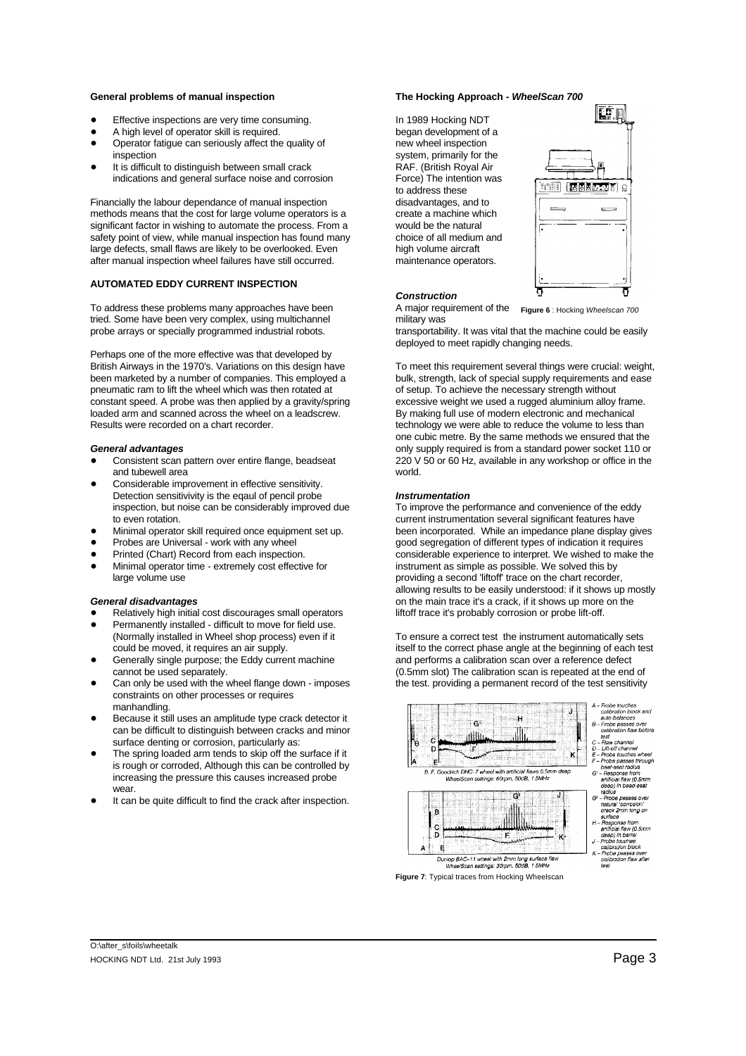**General problems of manual inspection**

- Effective inspections are very time consuming.
- A high level of operator skill is required.
- Operator fatigue can seriously affect the quality of inspection
- It is difficult to distinguish between small crack indications and general surface noise and corrosion

Financially the labour dependance of manual inspection methods means that the cost for large volume operators is a significant factor in wishing to automate the process. From a safety point of view, while manual inspection has found many large defects, small flaws are likely to be overlooked. Even after manual inspection wheel failures have still occurred.

**AUTOMATED EDDY CURRENT INSPECTION**

To address these problems many approaches have been tried. Some have been very complex, using multichannel probe arrays or specially programmed industrial robots.

Perhaps one of the more effective was that developed by British Airways in the 1970's. Variations on this design have been marketed by a number of companies. This employed a pneumatic ram to lift the wheel which was then rotated at constant speed. A probe was then applied by a gravity/spring loaded arm and scanned across the wheel on a leadscrew. Results were recorded on a chart recorder.

***General advantages***

- Consistent scan pattern over entire flange, beadseat and tubewell area
- Considerable improvement in effective sensitivity. Detection sensitivivity is the eqaul of pencil probe inspection, but noise can be considerably improved due to even rotation.
- Minimal operator skill required once equipment set up.
- Probes are Universal - work with any wheel
- Printed (Chart) Record from each inspection.
- Minimal operator time - extremely cost effective for large volume use

***General disadvantages***

- Relatively high initial cost discourages small operators
- Permanently installed - difficult to move for field use. (Normally installed in Wheel shop process) even if it could be moved, it requires an air supply.
- Generally single purpose; the Eddy current machine cannot be used separately.
- Can only be used with the wheel flange down - imposes constraints on other processes or requires manhandling.
- Because it still uses an amplitude type crack detector it can be difficult to distinguish between cracks and minor surface denting or corrosion, particularly as:
- The spring loaded arm tends to skip off the surface if it is rough or corroded, Although this can be controlled by increasing the pressure this causes increased probe wear.
- It can be quite difficult to find the crack after inspection.

**The Hocking Approach - *WheelScan 700***

In 1989 Hocking NDT began development of a new wheel inspection system, primarily for the RAF. (British Royal Air Force) The intention was to address these disadvantages, and to create a machine which would be the natural choice of all medium and high volume aircraft maintenance operators.

**Figure 6** : Hocking *Wheelscan 700*

***Construction***

A major requirement of the military was transportability. It was vital that the machine could be easily deployed to meet rapidly changing needs.

To meet this requirement several things were crucial: weight, bulk, strength, lack of special supply requirements and ease of setup. To achieve the necessary strength without excessive weight we used a rugged aluminium alloy frame. By making full use of modern electronic and mechanical technology we were able to reduce the volume to less than one cubic metre. By the same methods we ensured that the only supply required is from a standard power socket 110 or 220 V 50 or 60 Hz, available in any workshop or office in the world.

***Instrumentation***

To improve the performance and convenience of the eddy current instrumentation several significant features have been incorporated. While an impedance plane display gives good segregation of different types of indication it requires considerable experience to interpret. We wished to make the instrument as simple as possible. We solved this by providing a second 'liftoff' trace on the chart recorder, allowing results to be easily understood: if it shows up mostly on the main trace it's a crack, if it shows up more on the liftoff trace it's probably corrosion or probe lift-off.

To ensure a correct test the instrument automatically sets itself to the correct phase angle at the beginning of each test and performs a calibration scan over a reference defect (0.5mm slot) The calibration scan is repeated at the end of the test. providing a permanent record of the test sensitivity

B. F. Goodrich DHC-7 wheel with artificial flaws 0.5mm deep
WheelScan settings: 60rpm, 50dB, 1.5MHz

Dunlop BAC-11 wheel with 2mm long surface flaw
WheelScan settings: 30rpm, 50dB, 1.5MHz

A – Probe touches calibration block and auto-balances
B – Probe passes over calibration flaw before test
C – Flaw channel
D – Lift-off channel
E – Probe touches wheel
F – Probe passes through bead-seat radius
G¹ – Response from artificial flaw (0.5mm deep) in bead-seat radius
G² – Probe passes over natural 'corrosion' crack 2mm long on surface
H – Response from artificial flaw (0.5mm deep) in barrel
J – Probe touches calibration block
K – Probe passes over calibration flaw after test

**Figure 7**: Typical traces from Hocking Wheelscan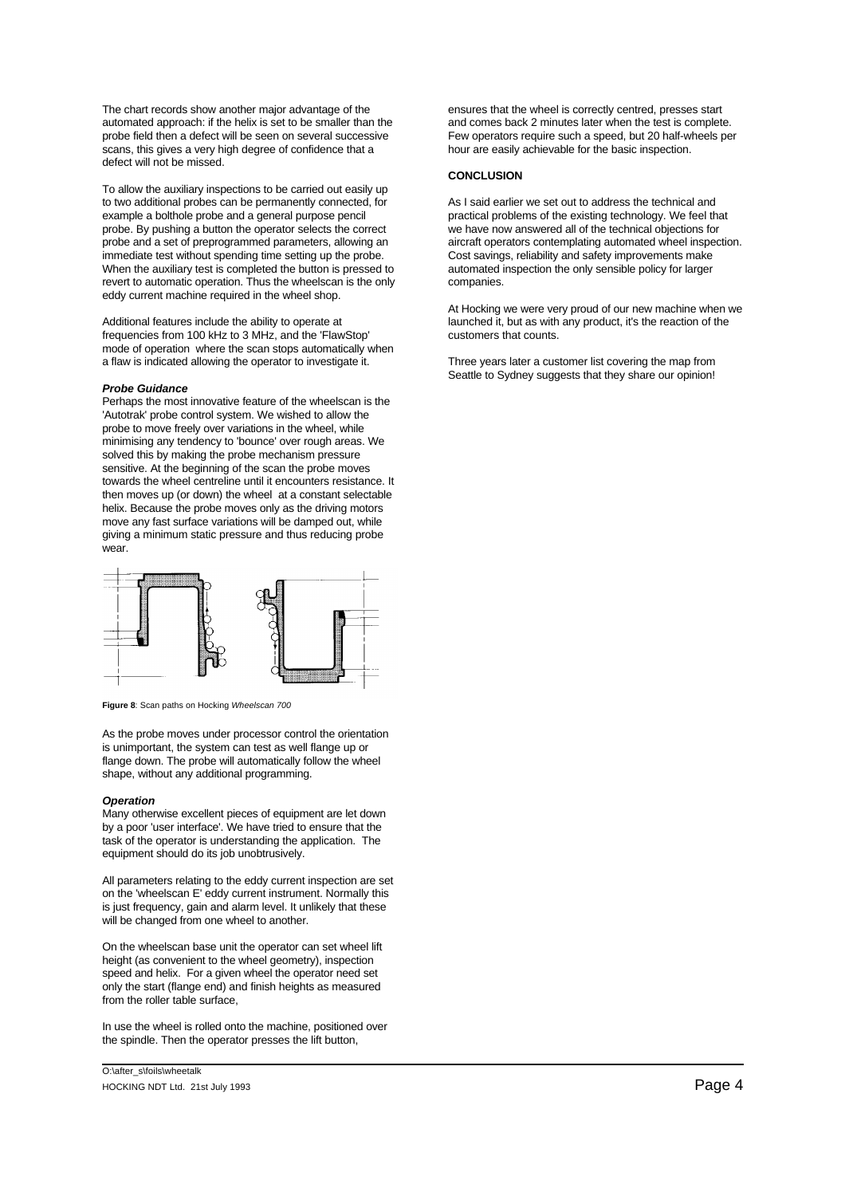The chart records show another major advantage of the automated approach: if the helix is set to be smaller than the probe field then a defect will be seen on several successive scans, this gives a very high degree of confidence that a defect will not be missed.

To allow the auxiliary inspections to be carried out easily up to two additional probes can be permanently connected, for example a bolthole probe and a general purpose pencil probe. By pushing a button the operator selects the correct probe and a set of preprogrammed parameters, allowing an immediate test without spending time setting up the probe. When the auxiliary test is completed the button is pressed to revert to automatic operation. Thus the wheelscan is the only eddy current machine required in the wheel shop.

Additional features include the ability to operate at frequencies from 100 kHz to 3 MHz, and the 'FlawStop' mode of operation where the scan stops automatically when a flaw is indicated allowing the operator to investigate it.

### *Probe Guidance*

Perhaps the most innovative feature of the wheelscan is the 'Autotrak' probe control system. We wished to allow the probe to move freely over variations in the wheel, while minimising any tendency to 'bounce' over rough areas. We solved this by making the probe mechanism pressure sensitive. At the beginning of the scan the probe moves towards the wheel centreline until it encounters resistance. It then moves up (or down) the wheel at a constant selectable helix. Because the probe moves only as the driving motors move any fast surface variations will be damped out, while giving a minimum static pressure and thus reducing probe wear.

**Figure 8**: Scan paths on Hocking *Wheelscan 700*

As the probe moves under processor control the orientation is unimportant, the system can test as well flange up or flange down. The probe will automatically follow the wheel shape, without any additional programming.

### *Operation*

Many otherwise excellent pieces of equipment are let down by a poor 'user interface'. We have tried to ensure that the task of the operator is understanding the application. The equipment should do its job unobtrusively.

All parameters relating to the eddy current inspection are set on the 'wheelscan E' eddy current instrument. Normally this is just frequency, gain and alarm level. It unlikely that these will be changed from one wheel to another.

On the wheelscan base unit the operator can set wheel lift height (as convenient to the wheel geometry), inspection speed and helix. For a given wheel the operator need set only the start (flange end) and finish heights as measured from the roller table surface,

In use the wheel is rolled onto the machine, positioned over the spindle. Then the operator presses the lift button, ensures that the wheel is correctly centred, presses start and comes back 2 minutes later when the test is complete. Few operators require such a speed, but 20 half-wheels per hour are easily achievable for the basic inspection.

## CONCLUSION

As I said earlier we set out to address the technical and practical problems of the existing technology. We feel that we have now answered all of the technical objections for aircraft operators contemplating automated wheel inspection. Cost savings, reliability and safety improvements make automated inspection the only sensible policy for larger companies.

At Hocking we were very proud of our new machine when we launched it, but as with any product, it's the reaction of the customers that counts.

Three years later a customer list covering the map from Seattle to Sydney suggests that they share our opinion!